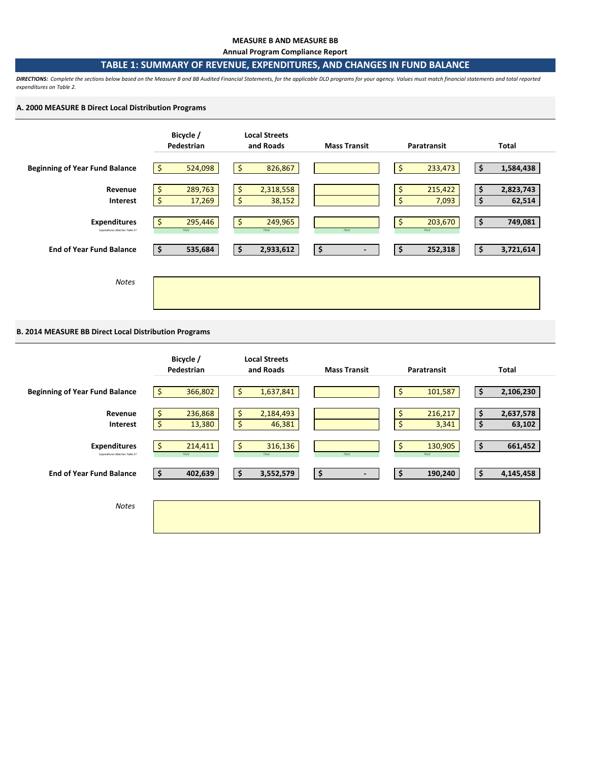**MEASURE B AND MEASURE BB**

**Annual Program Compliance Report**

## TABLE 1: SUMMARY OF REVENUE, EXPENDITURES, AND CHANGES IN FUND BALANCE

***DIRECTIONS:*** *Complete the sections below based on the Measure B and BB Audited Financial Statements, for the applicable DLD programs for your agency. Values must match financial statements and total reported expenditures on Table 2.*

### A. 2000 MEASURE B Direct Local Distribution Programs

| | Bicycle / Pedestrian | Local Streets and Roads | Mass Transit | Paratransit | Total |
|---|---|---|---|---|---|
| **Beginning of Year Fund Balance** | $ 524,098 | $ 826,867 | | $ 233,473 | **$ 1,584,438** |
| **Revenue** | $ 289,763 | $ 2,318,558 | | $ 215,422 | **$ 2,823,743** |
| **Interest** | $ 17,269 | $ 38,152 | | $ 7,093 | **$ 62,514** |
| **Expenditures** | $ 295,446 | $ 249,965 | | $ 203,670 | **$ 749,081** |
| *Expenditures Matches Table 2?* | TRUE | TRUE | TRUE | TRUE | |
| **End of Year Fund Balance** | **$ 535,684** | **$ 2,933,612** | **$ -** | **$ 252,318** | **$ 3,721,614** |

*Notes*

### B. 2014 MEASURE BB Direct Local Distribution Programs

| | Bicycle / Pedestrian | Local Streets and Roads | Mass Transit | Paratransit | Total |
|---|---|---|---|---|---|
| **Beginning of Year Fund Balance** | $ 366,802 | $ 1,637,841 | | $ 101,587 | **$ 2,106,230** |
| **Revenue** | $ 236,868 | $ 2,184,493 | | $ 216,217 | **$ 2,637,578** |
| **Interest** | $ 13,380 | $ 46,381 | | $ 3,341 | **$ 63,102** |
| **Expenditures** | $ 214,411 | $ 316,136 | | $ 130,905 | **$ 661,452** |
| *Expenditures Matches Table 2?* | TRUE | TRUE | TRUE | TRUE | |
| **End of Year Fund Balance** | **$ 402,639** | **$ 3,552,579** | **$ -** | **$ 190,240** | **$ 4,145,458** |

*Notes*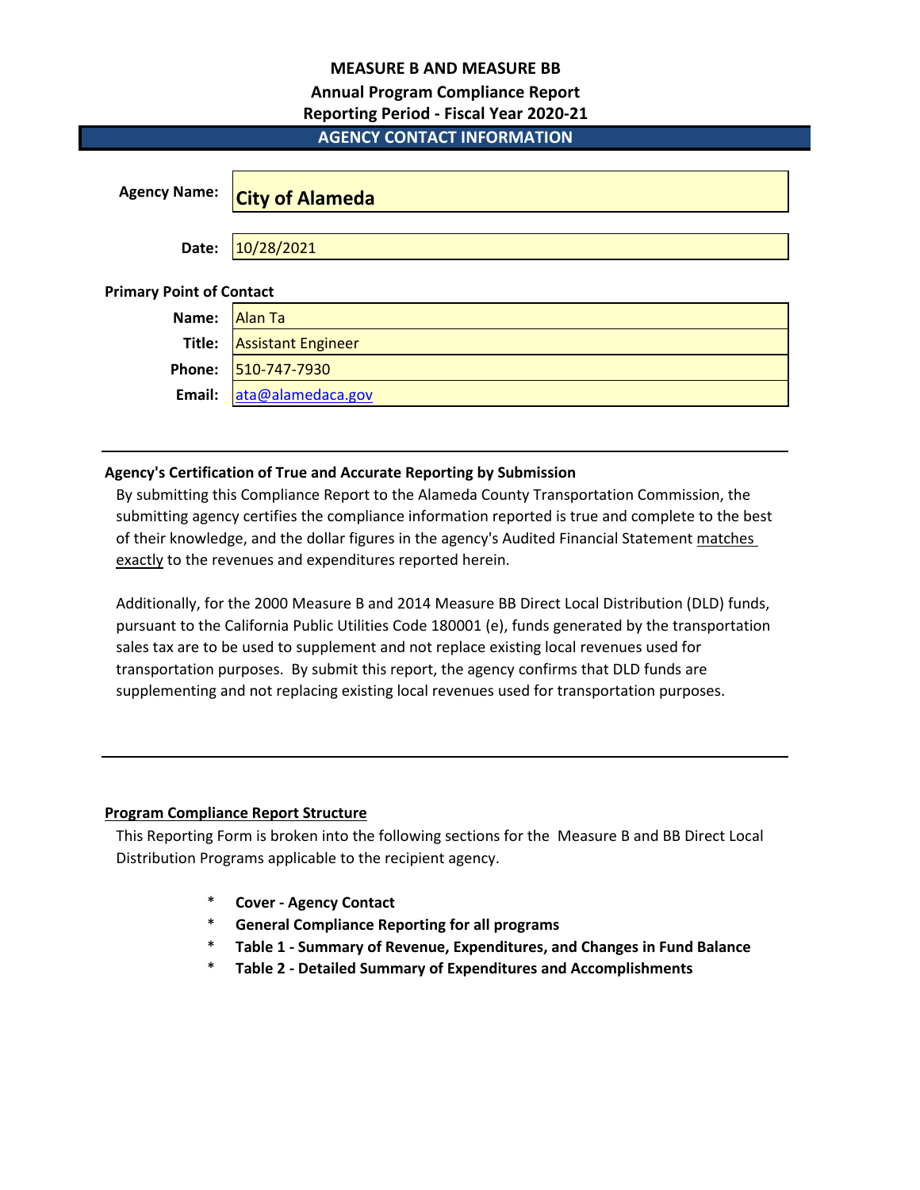# MEASURE B AND MEASURE BB

## Annual Program Compliance Report

## Reporting Period - Fiscal Year 2020-21

### AGENCY CONTACT INFORMATION

| | |
|---|---|
| **Agency Name:** | **City of Alameda** |
| **Date:** | 10/28/2021 |

**Primary Point of Contact**

| | |
|---|---|
| **Name:** | Alan Ta |
| **Title:** | Assistant Engineer |
| **Phone:** | 510-747-7930 |
| **Email:** | ata@alamedaca.gov |

---

**Agency's Certification of True and Accurate Reporting by Submission**

By submitting this Compliance Report to the Alameda County Transportation Commission, the submitting agency certifies the compliance information reported is true and complete to the best of their knowledge, and the dollar figures in the agency's Audited Financial Statement matches exactly to the revenues and expenditures reported herein.

Additionally, for the 2000 Measure B and 2014 Measure BB Direct Local Distribution (DLD) funds, pursuant to the California Public Utilities Code 180001 (e), funds generated by the transportation sales tax are to be used to supplement and not replace existing local revenues used for transportation purposes. By submit this report, the agency confirms that DLD funds are supplementing and not replacing existing local revenues used for transportation purposes.

---

**Program Compliance Report Structure**

This Reporting Form is broken into the following sections for the Measure B and BB Direct Local Distribution Programs applicable to the recipient agency.

- **Cover - Agency Contact**
- **General Compliance Reporting for all programs**
- **Table 1 - Summary of Revenue, Expenditures, and Changes in Fund Balance**
- **Table 2 - Detailed Summary of Expenditures and Accomplishments**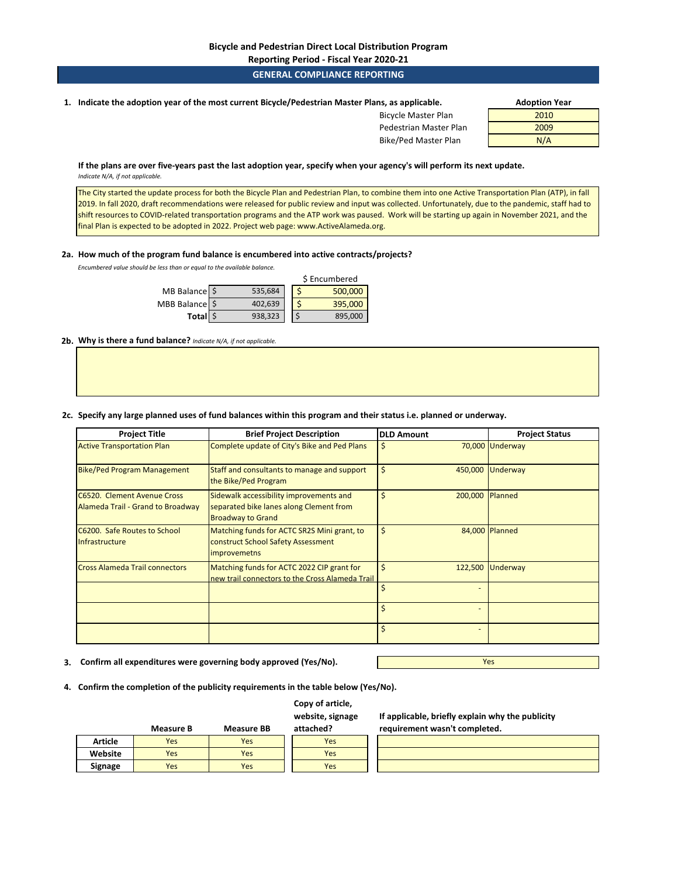**Bicycle and Pedestrian Direct Local Distribution Program**

**Reporting Period - Fiscal Year 2020-21**

## GENERAL COMPLIANCE REPORTING

**1. Indicate the adoption year of the most current Bicycle/Pedestrian Master Plans, as applicable.**

| | Adoption Year |
|---|---|
| Bicycle Master Plan | 2010 |
| Pedestrian Master Plan | 2009 |
| Bike/Ped Master Plan | N/A |

**If the plans are over five-years past the last adoption year, specify when your agency's will perform its next update.**
*Indicate N/A, if not applicable.*

The City started the update process for both the Bicycle Plan and Pedestrian Plan, to combine them into one Active Transportation Plan (ATP), in fall 2019. In fall 2020, draft recommendations were released for public review and input was collected. Unfortunately, due to the pandemic, staff had to shift resources to COVID-related transportation programs and the ATP work was paused. Work will be starting up again in November 2021, and the final Plan is expected to be adopted in 2022. Project web page: www.ActiveAlameda.org.

**2a. How much of the program fund balance is encumbered into active contracts/projects?**
*Encumbered value should be less than or equal to the available balance.*

| | Balance | $ Encumbered |
|---|---|---|
| MB Balance | $ 535,684 | $ 500,000 |
| MBB Balance | $ 402,639 | $ 395,000 |
| **Total** | $ 938,323 | $ 895,000 |

**2b. Why is there a fund balance?** *Indicate N/A, if not applicable.*

**2c. Specify any large planned uses of fund balances within this program and their status i.e. planned or underway.**

| Project Title | Brief Project Description | DLD Amount | Project Status |
|---|---|---|---|
| Active Transportation Plan | Complete update of City's Bike and Ped Plans | $ 70,000 | Underway |
| Bike/Ped Program Management | Staff and consultants to manage and support the Bike/Ped Program | $ 450,000 | Underway |
| C6520. Clement Avenue Cross Alameda Trail - Grand to Broadway | Sidewalk accessibility improvements and separated bike lanes along Clement from Broadway to Grand | $ 200,000 | Planned |
| C6200. Safe Routes to School Infrastructure | Matching funds for ACTC SR2S Mini grant, to construct School Safety Assessment improvemetns | $ 84,000 | Planned |
| Cross Alameda Trail connectors | Matching funds for ACTC 2022 CIP grant for new trail connectors to the Cross Alameda Trail | $ 122,500 | Underway |
| | | $ - | |
| | | $ - | |
| | | $ - | |

**3. Confirm all expenditures were governing body approved (Yes/No).** Yes

**4. Confirm the completion of the publicity requirements in the table below (Yes/No).**

| | Measure B | Measure BB | Copy of article, website, signage attached? | If applicable, briefly explain why the publicity requirement wasn't completed. |
|---|---|---|---|---|
| **Article** | Yes | Yes | Yes | |
| **Website** | Yes | Yes | Yes | |
| **Signage** | Yes | Yes | Yes | |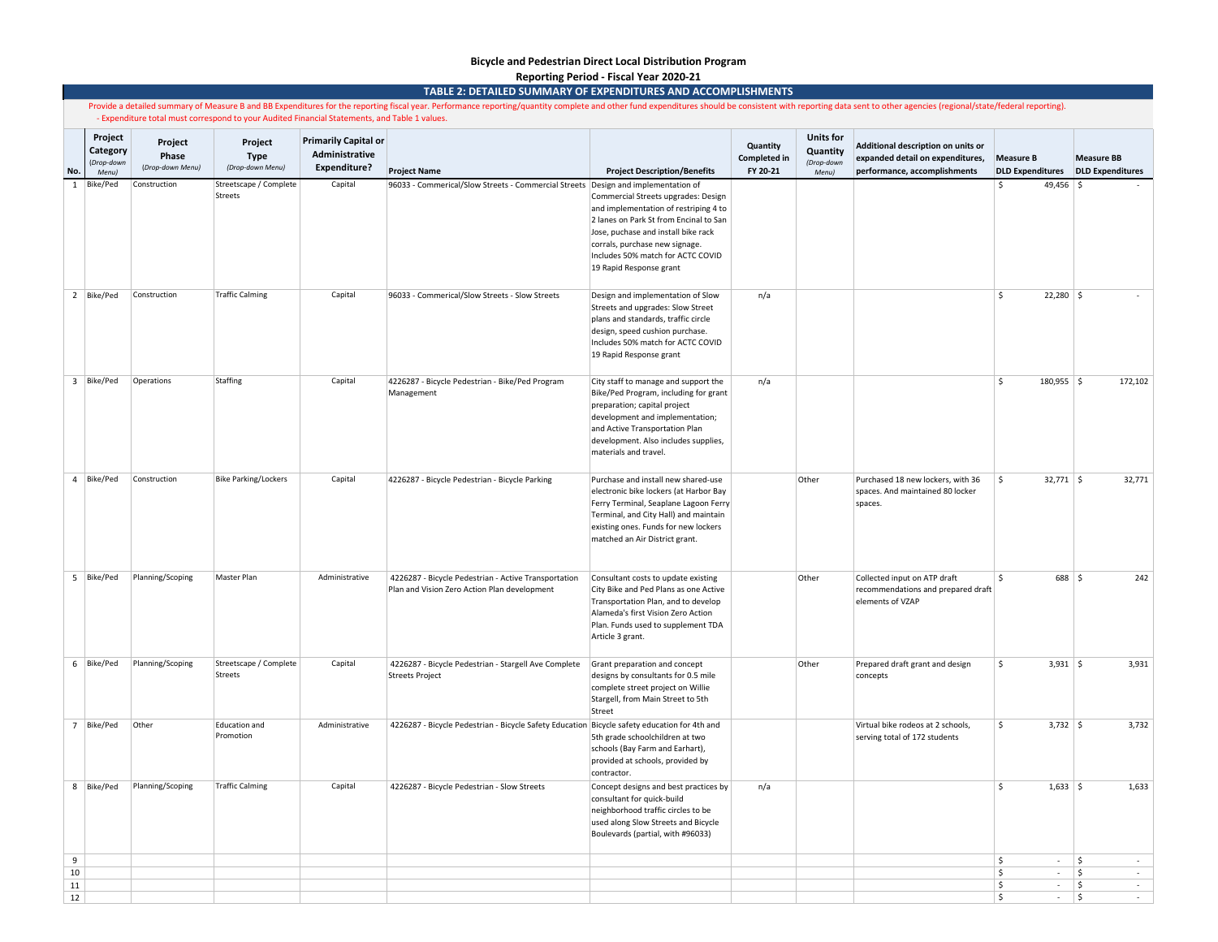**Bicycle and Pedestrian Direct Local Distribution Program**

**Reporting Period - Fiscal Year 2020-21**

**TABLE 2: DETAILED SUMMARY OF EXPENDITURES AND ACCOMPLISHMENTS**

Provide a detailed summary of Measure B and BB Expenditures for the reporting fiscal year. Performance reporting/quantity complete and other fund expenditures should be consistent with reporting data sent to other agencies (regional/state/federal reporting).
- Expenditure total must correspond to your Audited Financial Statements, and Table 1 values.

| No. | Project Category *(Drop-down Menu)* | Project Phase *(Drop-down Menu)* | Project Type *(Drop-down Menu)* | Primarily Capital or Administrative Expenditure? | Project Name | Project Description/Benefits | Quantity Completed in FY 20-21 | Units for Quantity *(Drop-down Menu)* | Additional description on units or expanded detail on expenditures, performance, accomplishments | Measure B DLD Expenditures | Measure BB DLD Expenditures |
|---|---|---|---|---|---|---|---|---|---|---|---|
| 1 | Bike/Ped | Construction | Streetscape / Complete Streets | Capital | 96033 - Commerical/Slow Streets - Commercial Streets | Design and implementation of Commercial Streets upgrades: Design and implementation of restriping 4 to 2 lanes on Park St from Encinal to San Jose, puchase and install bike rack corrals, purchase new signage. Includes 50% match for ACTC COVID 19 Rapid Response grant | | | | $ 49,456 | $ - |
| 2 | Bike/Ped | Construction | Traffic Calming | Capital | 96033 - Commerical/Slow Streets - Slow Streets | Design and implementation of Slow Streets and upgrades: Slow Street plans and standards, traffic circle design, speed cushion purchase. Includes 50% match for ACTC COVID 19 Rapid Response grant | n/a | | | $ 22,280 | $ - |
| 3 | Bike/Ped | Operations | Staffing | Capital | 4226287 - Bicycle Pedestrian - Bike/Ped Program Management | City staff to manage and support the Bike/Ped Program, including for grant preparation; capital project development and implementation; and Active Transportation Plan development. Also includes supplies, materials and travel. | n/a | | | $ 180,955 | $ 172,102 |
| 4 | Bike/Ped | Construction | Bike Parking/Lockers | Capital | 4226287 - Bicycle Pedestrian - Bicycle Parking | Purchase and install new shared-use electronic bike lockers (at Harbor Bay Ferry Terminal, Seaplane Lagoon Ferry Terminal, and City Hall) and maintain existing ones. Funds for new lockers matched an Air District grant. | | Other | Purchased 18 new lockers, with 36 spaces. And maintained 80 locker spaces. | $ 32,771 | $ 32,771 |
| 5 | Bike/Ped | Planning/Scoping | Master Plan | Administrative | 4226287 - Bicycle Pedestrian - Active Transportation Plan and Vision Zero Action Plan development | Consultant costs to update existing City Bike and Ped Plans as one Active Transportation Plan, and to develop Alameda's first Vision Zero Action Plan. Funds used to supplement TDA Article 3 grant. | | Other | Collected input on ATP draft recommendations and prepared draft elements of VZAP | $ 688 | $ 242 |
| 6 | Bike/Ped | Planning/Scoping | Streetscape / Complete Streets | Capital | 4226287 - Bicycle Pedestrian - Stargell Ave Complete Streets Project | Grant preparation and concept designs by consultants for 0.5 mile complete street project on Willie Stargell, from Main Street to 5th Street | | Other | Prepared draft grant and design concepts | $ 3,931 | $ 3,931 |
| 7 | Bike/Ped | Other | Education and Promotion | Administrative | 4226287 - Bicycle Pedestrian - Bicycle Safety Education | Bicycle safety education for 4th and 5th grade schoolchildren at two schools (Bay Farm and Earhart), provided at schools, provided by contractor. | | | Virtual bike rodeos at 2 schools, serving total of 172 students | $ 3,732 | $ 3,732 |
| 8 | Bike/Ped | Planning/Scoping | Traffic Calming | Capital | 4226287 - Bicycle Pedestrian - Slow Streets | Concept designs and best practices by consultant for quick-build neighborhood traffic circles to be used along Slow Streets and Bicycle Boulevards (partial, with #96033) | n/a | | | $ 1,633 | $ 1,633 |
| 9 | | | | | | | | | | $ - | $ - |
| 10 | | | | | | | | | | $ - | $ - |
| 11 | | | | | | | | | | $ - | $ - |
| 12 | | | | | | | | | | $ - | $ - |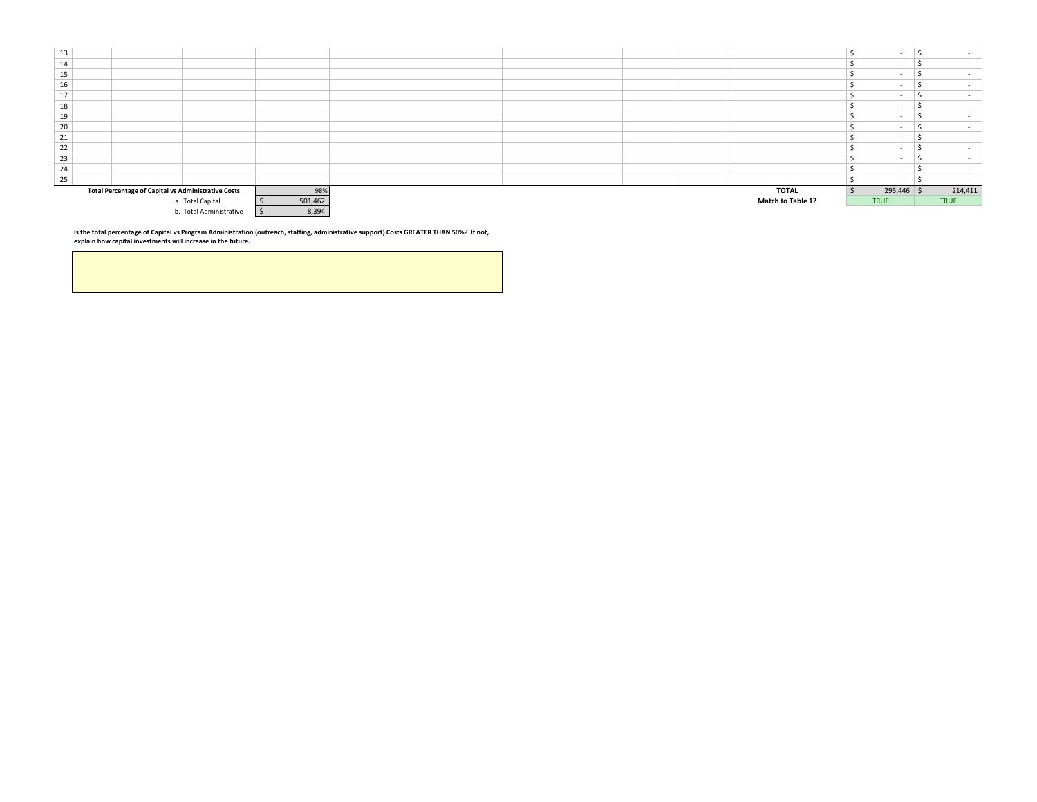| | | | | | | | | | | | |
|---|---|---|---|---|---|---|---|---|---|---|---|
| 13 | | | | | | | | | | $ - | $ - |
| 14 | | | | | | | | | | $ - | $ - |
| 15 | | | | | | | | | | $ - | $ - |
| 16 | | | | | | | | | | $ - | $ - |
| 17 | | | | | | | | | | $ - | $ - |
| 18 | | | | | | | | | | $ - | $ - |
| 19 | | | | | | | | | | $ - | $ - |
| 20 | | | | | | | | | | $ - | $ - |
| 21 | | | | | | | | | | $ - | $ - |
| 22 | | | | | | | | | | $ - | $ - |
| 23 | | | | | | | | | | $ - | $ - |
| 24 | | | | | | | | | | $ - | $ - |
| 25 | | | | | | | | | | $ - | $ - |
| | **Total Percentage of Capital vs Administrative Costs** | | | 98% | | | | | **TOTAL** | $ 295,446 | $ 214,411 |
| | | | a. Total Capital | $ 501,462 | | | | | **Match to Table 1?** | TRUE | TRUE |
| | | | b. Total Administrative | $ 8,394 | | | | | | | |

**Is the total percentage of Capital vs Program Administration (outreach, staffing, administrative support) Costs GREATER THAN 50%? If not, explain how capital investments will increase in the future.**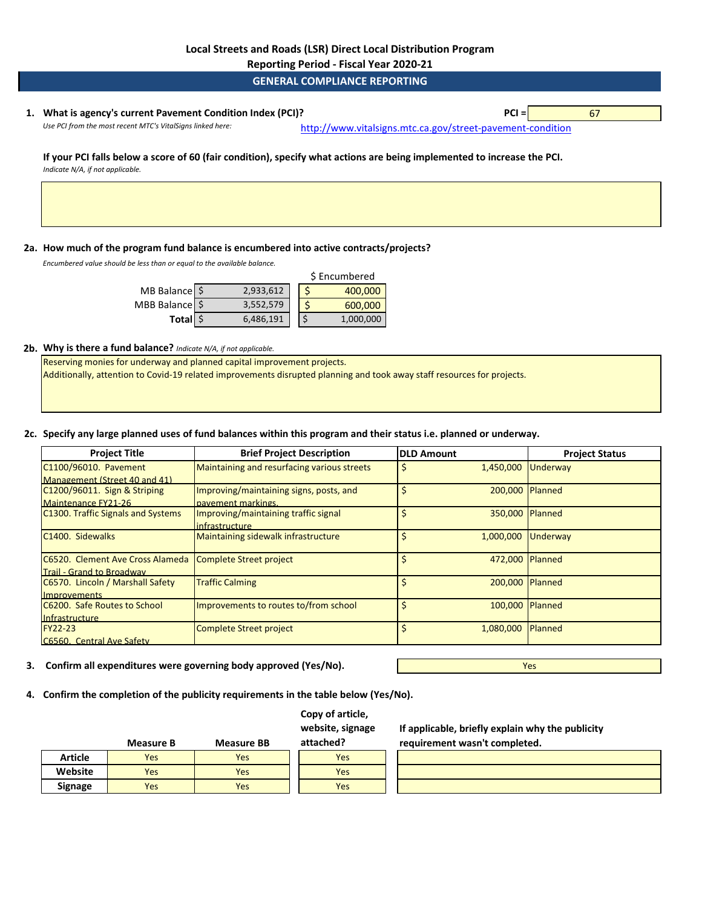**Local Streets and Roads (LSR) Direct Local Distribution Program**

**Reporting Period - Fiscal Year 2020-21**

## GENERAL COMPLIANCE REPORTING

**1. What is agency's current Pavement Condition Index (PCI)?** **PCI =** 67

*Use PCI from the most recent MTC's VitalSigns linked here:* http://www.vitalsigns.mtc.ca.gov/street-pavement-condition

**If your PCI falls below a score of 60 (fair condition), specify what actions are being implemented to increase the PCI.**
*Indicate N/A, if not applicable.*

**2a. How much of the program fund balance is encumbered into active contracts/projects?**
*Encumbered value should be less than or equal to the available balance.*

| | Balance | $ Encumbered |
|---|---|---|
| MB Balance | $ 2,933,612 | $ 400,000 |
| MBB Balance | $ 3,552,579 | $ 600,000 |
| **Total** | $ 6,486,191 | $ 1,000,000 |

**2b. Why is there a fund balance?** *Indicate N/A, if not applicable.*

Reserving monies for underway and planned capital improvement projects.
Additionally, attention to Covid-19 related improvements disrupted planning and took away staff resources for projects.

**2c. Specify any large planned uses of fund balances within this program and their status i.e. planned or underway.**

| Project Title | Brief Project Description | DLD Amount | Project Status |
|---|---|---|---|
| C1100/96010. Pavement Management (Street 40 and 41) | Maintaining and resurfacing various streets | $ 1,450,000 | Underway |
| C1200/96011. Sign & Striping Maintenance FY21-26 | Improving/maintaining signs, posts, and pavement markings. | $ 200,000 | Planned |
| C1300. Traffic Signals and Systems | Improving/maintaining traffic signal infrastructure | $ 350,000 | Planned |
| C1400. Sidewalks | Maintaining sidewalk infrastructure | $ 1,000,000 | Underway |
| C6520. Clement Ave Cross Alameda Trail - Grand to Broadway | Complete Street project | $ 472,000 | Planned |
| C6570. Lincoln / Marshall Safety Improvements | Traffic Calming | $ 200,000 | Planned |
| C6200. Safe Routes to School Infrastructure | Improvements to routes to/from school | $ 100,000 | Planned |
| FY22-23 C6560. Central Ave Safety | Complete Street project | $ 1,080,000 | Planned |

**3. Confirm all expenditures were governing body approved (Yes/No).** Yes

**4. Confirm the completion of the publicity requirements in the table below (Yes/No).**

| | Measure B | Measure BB | Copy of article, website, signage attached? | If applicable, briefly explain why the publicity requirement wasn't completed. |
|---|---|---|---|---|
| **Article** | Yes | Yes | Yes | |
| **Website** | Yes | Yes | Yes | |
| **Signage** | Yes | Yes | Yes | |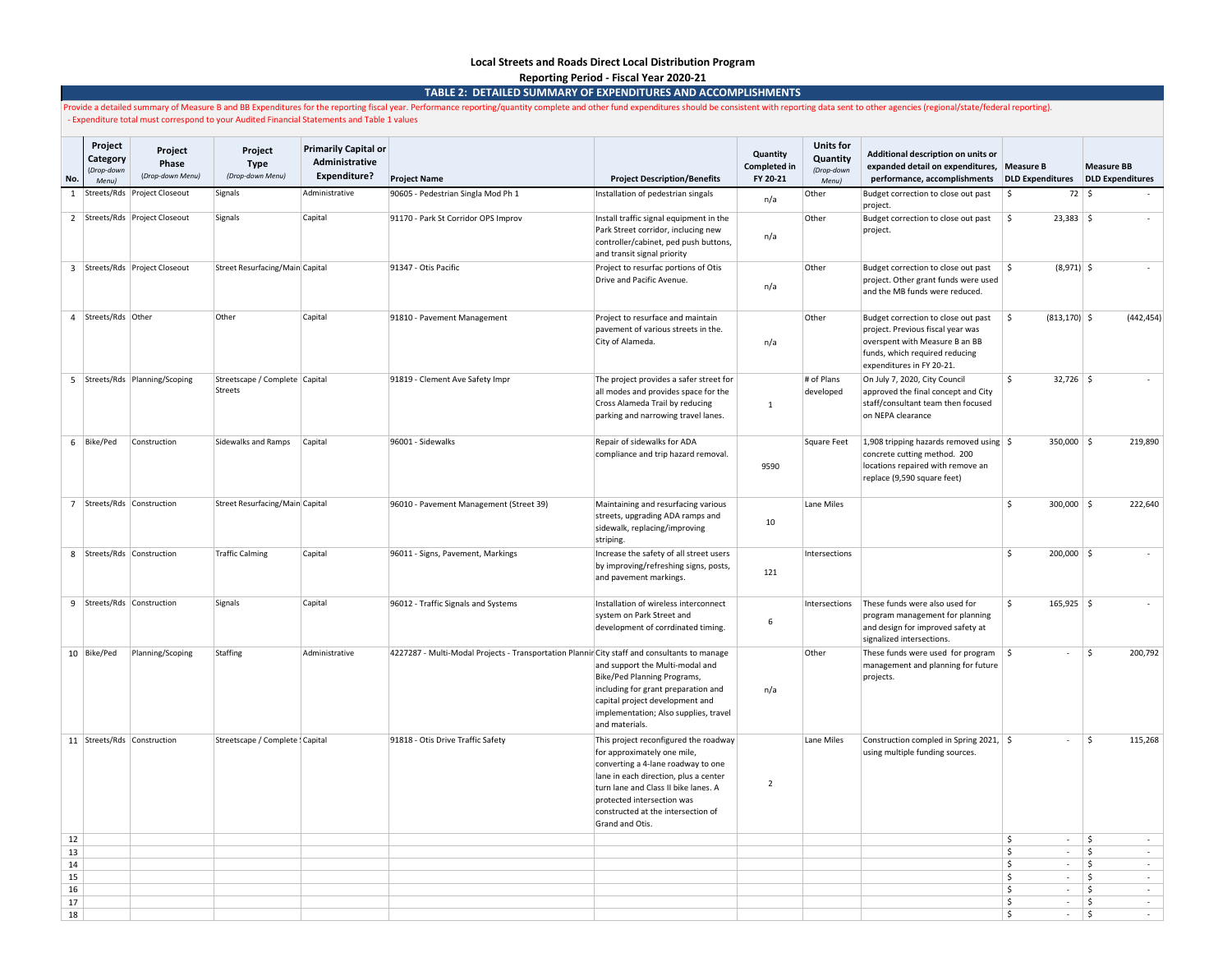## Local Streets and Roads Direct Local Distribution Program

### Reporting Period - Fiscal Year 2020-21

### TABLE 2: DETAILED SUMMARY OF EXPENDITURES AND ACCOMPLISHMENTS

Provide a detailed summary of Measure B and BB Expenditures for the reporting fiscal year. Performance reporting/quantity complete and other fund expenditures should be consistent with reporting data sent to other agencies (regional/state/federal reporting).
- Expenditure total must correspond to your Audited Financial Statements and Table 1 values

| No. | Project Category (Drop-down Menu) | Project Phase (Drop-down Menu) | Project Type (Drop-down Menu) | Primarily Capital or Administrative Expenditure? | Project Name | Project Description/Benefits | Quantity Completed in FY 20-21 | Units for Quantity (Drop-down Menu) | Additional description on units or expanded detail on expenditures, performance, accomplishments | Measure B DLD Expenditures | Measure BB DLD Expenditures |
|---|---|---|---|---|---|---|---|---|---|---|---|
| 1 | Streets/Rds | Project Closeout | Signals | Administrative | 90605 - Pedestrian Singla Mod Ph 1 | Installation of pedestrian singals | n/a | Other | Budget correction to close out past project. | $ 72 | $ - |
| 2 | Streets/Rds | Project Closeout | Signals | Capital | 91170 - Park St Corridor OPS Improv | Install traffic signal equipment in the Park Street corridor, incluing new controller/cabinet, ped push buttons, and transit signal priority | n/a | Other | Budget correction to close out past project. | $ 23,383 | $ - |
| 3 | Streets/Rds | Project Closeout | Street Resurfacing/Main | Capital | 91347 - Otis Pacific | Project to resurfac portions of Otis Drive and Pacific Avenue. | n/a | Other | Budget correction to close out past project. Other grant funds were used and the MB funds were reduced. | $ (8,971) | $ - |
| 4 | Streets/Rds | Other | Other | Capital | 91810 - Pavement Management | Project to resurface and maintain pavement of various streets in the. City of Alameda. | n/a | Other | Budget correction to close out past project. Previous fiscal year was overspent with Measure B an BB funds, which required reducing expenditures in FY 20-21. | $ (813,170) | $ (442,454) |
| 5 | Streets/Rds | Planning/Scoping | Streetscape / Complete Streets | Capital | 91819 - Clement Ave Safety Impr | The project provides a safer street for all modes and provides space for the Cross Alameda Trail by reducing parking and narrowing travel lanes. | 1 | # of Plans developed | On July 7, 2020, City Council approved the final concept and City staff/consultant team then focused on NEPA clearance | $ 32,726 | $ - |
| 6 | Bike/Ped | Construction | Sidewalks and Ramps | Capital | 96001 - Sidewalks | Repair of sidewalks for ADA compliance and trip hazard removal. | 9590 | Square Feet | 1,908 tripping hazards removed using concrete cutting method. 200 locations repaired with remove an replace (9,590 square feet) | $ 350,000 | $ 219,890 |
| 7 | Streets/Rds | Construction | Street Resurfacing/Main | Capital | 96010 - Pavement Management (Street 39) | Maintaining and resurfacing various streets, upgrading ADA ramps and sidewalk, replacing/improving striping. | 10 | Lane Miles | | $ 300,000 | $ 222,640 |
| 8 | Streets/Rds | Construction | Traffic Calming | Capital | 96011 - Signs, Pavement, Markings | Increase the safety of all street users by improving/refreshing signs, posts, and pavement markings. | 121 | Intersections | | $ 200,000 | $ - |
| 9 | Streets/Rds | Construction | Signals | Capital | 96012 - Traffic Signals and Systems | Installation of wireless interconnect system on Park Street and development of corrdinated timing. | 6 | Intersections | These funds were also used for program management for planning and design for improved safety at signalized intersections. | $ 165,925 | $ - |
| 10 | Bike/Ped | Planning/Scoping | Staffing | Administrative | 4227287 - Multi-Modal Projects - Transportation Plannir | City staff and consultants to manage and support the Multi-modal and Bike/Ped Planning Programs, including for grant preparation and capital project development and implementation; Also supplies, travel and materials. | n/a | Other | These funds were used for program management and planning for future projects. | $ - | $ 200,792 |
| 11 | Streets/Rds | Construction | Streetscape / Complete ! | Capital | 91818 - Otis Drive Traffic Safety | This project reconfigured the roadway for approximately one mile, converting a 4-lane roadway to one lane in each direction, plus a center turn lane and Class II bike lanes. A protected intersection was constructed at the intersection of Grand and Otis. | 2 | Lane Miles | Construction compled in Spring 2021, using multiple funding sources. | $ - | $ 115,268 |
| 12 | | | | | | | | | | $ - | $ - |
| 13 | | | | | | | | | | $ - | $ - |
| 14 | | | | | | | | | | $ - | $ - |
| 15 | | | | | | | | | | $ - | $ - |
| 16 | | | | | | | | | | $ - | $ - |
| 17 | | | | | | | | | | $ - | $ - |
| 18 | | | | | | | | | | $ - | $ - |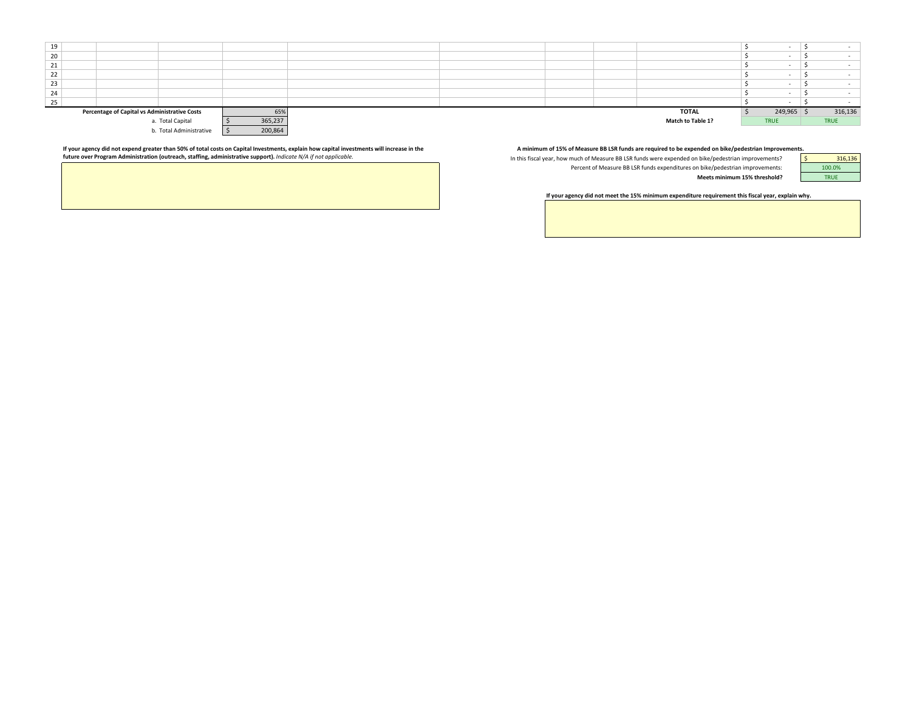| # | | | | | | | | | | |
|---|---|---|---|---|---|---|---|---|---|---|
| 19 | | | | | | | | | $ - | $ - |
| 20 | | | | | | | | | $ - | $ - |
| 21 | | | | | | | | | $ - | $ - |
| 22 | | | | | | | | | $ - | $ - |
| 23 | | | | | | | | | $ - | $ - |
| 24 | | | | | | | | | $ - | $ - |
| 25 | | | | | | | | | $ - | $ - |
| | | | | | | | | **TOTAL** | $ 249,965 | $ 316,136 |
| | | | | | | | | **Match to Table 1?** | TRUE | TRUE |

| **Percentage of Capital vs Administrative Costs** | 65% |
|---|---|
| a. Total Capital | $ 365,237 |
| b. Total Administrative | $ 200,864 |

**If your agency did not expend greater than 50% of total costs on Capital Investments, explain how capital investments will increase in the future over Program Administration (outreach, staffing, administrative support).** *Indicate N/A if not applicable.*

**A minimum of 15% of Measure BB LSR funds are required to be expended on bike/pedestrian Improvements.**

| | |
|---|---|
| In this fiscal year, how much of Measure BB LSR funds were expended on bike/pedestrian improvements? | $ 316,136 |
| Percent of Measure BB LSR funds expenditures on bike/pedestrian improvements: | 100.0% |
| **Meets minimum 15% threshold?** | TRUE |

**If your agency did not meet the 15% minimum expenditure requirement this fiscal year, explain why.**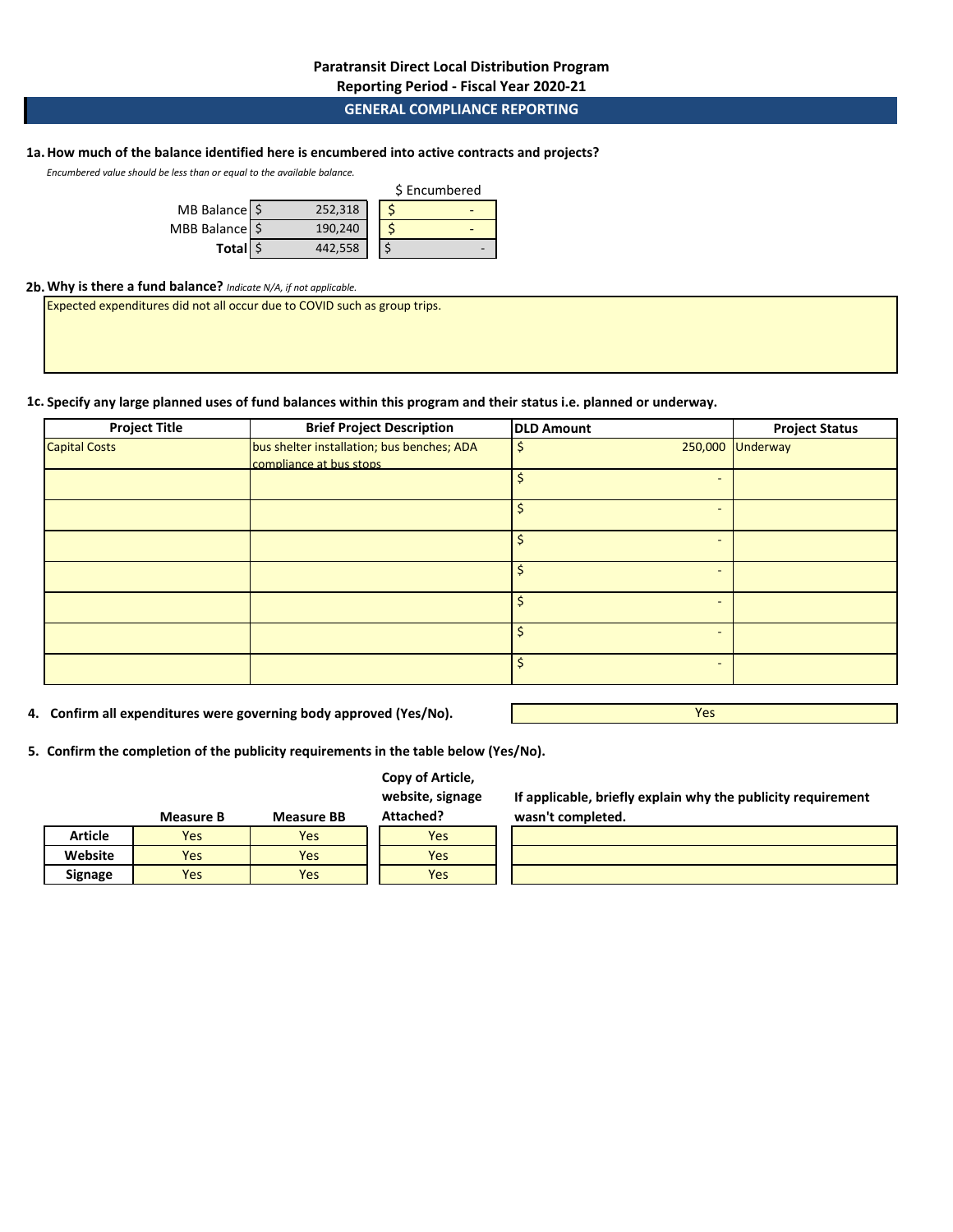**Paratransit Direct Local Distribution Program**

**Reporting Period - Fiscal Year 2020-21**

## GENERAL COMPLIANCE REPORTING

**1a. How much of the balance identified here is encumbered into active contracts and projects?**

*Encumbered value should be less than or equal to the available balance.*

| | Balance | $ Encumbered |
|---|---|---|
| MB Balance | $ 252,318 | $ - |
| MBB Balance | $ 190,240 | $ - |
| **Total** | $ 442,558 | $ - |

**2b. Why is there a fund balance?** *Indicate N/A, if not applicable.*

Expected expenditures did not all occur due to COVID such as group trips.

**1c. Specify any large planned uses of fund balances within this program and their status i.e. planned or underway.**

| Project Title | Brief Project Description | DLD Amount | Project Status |
|---|---|---|---|
| Capital Costs | bus shelter installation; bus benches; ADA compliance at bus stops | $ 250,000 | Underway |
| | | $ - | |
| | | $ - | |
| | | $ - | |
| | | $ - | |
| | | $ - | |
| | | $ - | |
| | | $ - | |

**4. Confirm all expenditures were governing body approved (Yes/No).** Yes

**5. Confirm the completion of the publicity requirements in the table below (Yes/No).**

| | Measure B | Measure BB | Copy of Article, website, signage Attached? | If applicable, briefly explain why the publicity requirement wasn't completed. |
|---|---|---|---|---|
| **Article** | Yes | Yes | Yes | |
| **Website** | Yes | Yes | Yes | |
| **Signage** | Yes | Yes | Yes | |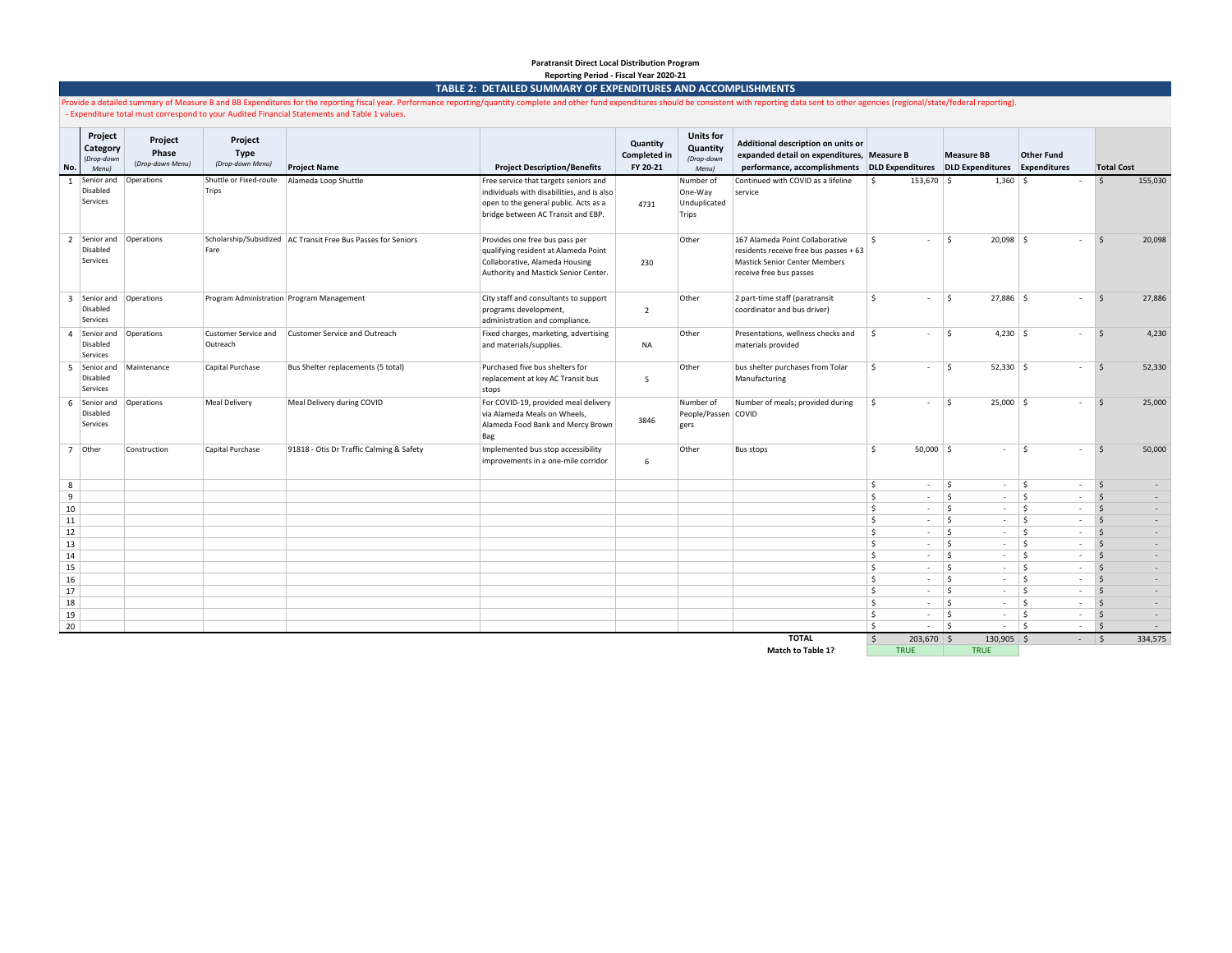**Paratransit Direct Local Distribution Program**

**Reporting Period - Fiscal Year 2020-21**

## TABLE 2: DETAILED SUMMARY OF EXPENDITURES AND ACCOMPLISHMENTS

Provide a detailed summary of Measure B and BB Expenditures for the reporting fiscal year. Performance reporting/quantity complete and other fund expenditures should be consistent with reporting data sent to other agencies (regional/state/federal reporting).
- Expenditure total must correspond to your Audited Financial Statements and Table 1 values.

| No. | Project Category *(Drop-down Menu)* | Project Phase *(Drop-down Menu)* | Project Type *(Drop-down Menu)* | Project Name | Project Description/Benefits | Quantity Completed in FY 20-21 | Units for Quantity *(Drop-down Menu)* | Additional description on units or expanded detail on expenditures, performance, accomplishments | Measure B DLD Expenditures | Measure BB DLD Expenditures | Other Fund Expenditures | Total Cost |
|---|---|---|---|---|---|---|---|---|---|---|---|---|
| 1 | Senior and Disabled Services | Operations | Shuttle or Fixed-route Trips | Alameda Loop Shuttle | Free service that targets seniors and individuals with disabilities, and is also open to the general public. Acts as a bridge between AC Transit and EBP. | 4731 | Number of One-Way Unduplicated Trips | Continued with COVID as a lifeline service | $ 153,670 | $ 1,360 | $ - | $ 155,030 |
| 2 | Senior and Disabled Services | Operations | Scholarship/Subsidized Fare | AC Transit Free Bus Passes for Seniors | Provides one free bus pass per qualifying resident at Alameda Point Collaborative, Alameda Housing Authority and Mastick Senior Center. | 230 | Other | 167 Alameda Point Collaborative residents receive free bus passes + 63 Mastick Senior Center Members receive free bus passes | $ - | $ 20,098 | $ - | $ 20,098 |
| 3 | Senior and Disabled Services | Operations | Program Administration | Program Management | City staff and consultants to support programs development, administration and compliance. | 2 | Other | 2 part-time staff (paratransit coordinator and bus driver) | $ - | $ 27,886 | $ - | $ 27,886 |
| 4 | Senior and Disabled Services | Operations | Customer Service and Outreach | Customer Service and Outreach | Fixed charges, marketing, advertising and materials/supplies. | NA | Other | Presentations, wellness checks and materials provided | $ - | $ 4,230 | $ - | $ 4,230 |
| 5 | Senior and Disabled Services | Maintenance | Capital Purchase | Bus Shelter replacements (5 total) | Purchased five bus shelters for replacement at key AC Transit bus stops | 5 | Other | bus shelter purchases from Tolar Manufacturing | $ - | $ 52,330 | $ - | $ 52,330 |
| 6 | Senior and Disabled Services | Operations | Meal Delivery | Meal Delivery during COVID | For COVID-19, provided meal delivery via Alameda Meals on Wheels, Alameda Food Bank and Mercy Brown Bag | 3846 | Number of People/Passengers | Number of meals; provided during COVID | $ - | $ 25,000 | $ - | $ 25,000 |
| 7 | Other | Construction | Capital Purchase | 91818 - Otis Dr Traffic Calming & Safety | Implemented bus stop accessibility improvements in a one-mile corridor | 6 | Other | Bus stops | $ 50,000 | $ - | $ - | $ 50,000 |
| 8 | | | | | | | | | $ - | $ - | $ - | $ - |
| 9 | | | | | | | | | $ - | $ - | $ - | $ - |
| 10 | | | | | | | | | $ - | $ - | $ - | $ - |
| 11 | | | | | | | | | $ - | $ - | $ - | $ - |
| 12 | | | | | | | | | $ - | $ - | $ - | $ - |
| 13 | | | | | | | | | $ - | $ - | $ - | $ - |
| 14 | | | | | | | | | $ - | $ - | $ - | $ - |
| 15 | | | | | | | | | $ - | $ - | $ - | $ - |
| 16 | | | | | | | | | $ - | $ - | $ - | $ - |
| 17 | | | | | | | | | $ - | $ - | $ - | $ - |
| 18 | | | | | | | | | $ - | $ - | $ - | $ - |
| 19 | | | | | | | | | $ - | $ - | $ - | $ - |
| 20 | | | | | | | | | $ - | $ - | $ - | $ - |
| | | | | | | | | **TOTAL** | $ 203,670 | $ 130,905 | $ - | $ 334,575 |
| | | | | | | | | **Match to Table 1?** | TRUE | TRUE | | |